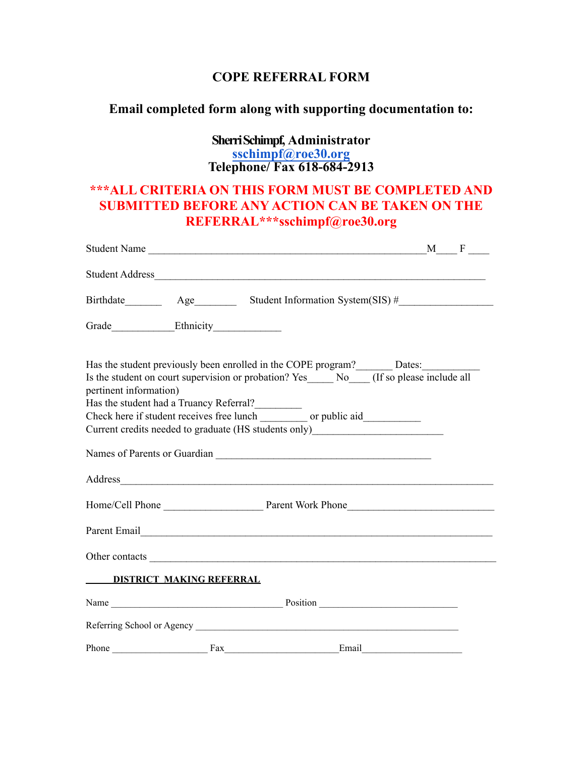# COPE REFERRAL FORM

## Email completed form along with supporting documentation to:

**Sherri Schimpf, Administrator**
**sschimpf@roe30.org**
**Telephone/ Fax 618-684-2913**

**\*\*\*ALL CRITERIA ON THIS FORM MUST BE COMPLETED AND SUBMITTED BEFORE ANY ACTION CAN BE TAKEN ON THE REFERRAL\*\*\*sschimpf@roe30.org**

Student Name ______________________________________________M____ F ____

Student Address_______________________________________________________________

Birthdate_______ Age________ Student Information System(SIS) #_________________

Grade____________Ethnicity_____________

Has the student previously been enrolled in the COPE program?_______ Dates:___________
Is the student on court supervision or probation? Yes_____ No____ (If so please include all pertinent information)
Has the student had a Truancy Referral?_________
Check here if student receives free lunch _________ or public aid___________
Current credits needed to graduate (HS students only)_________________________

Names of Parents or Guardian ________________________________________

Address_____________________________________________________________________

Home/Cell Phone __________________ Parent Work Phone___________________________

Parent Email_________________________________________________________________

Other contacts _______________________________________________________________

**DISTRICT MAKING REFERRAL**

Name __________________________________ Position ___________________________

Referring School or Agency ___________________________________________________

Phone ___________________ Fax______________________Email____________________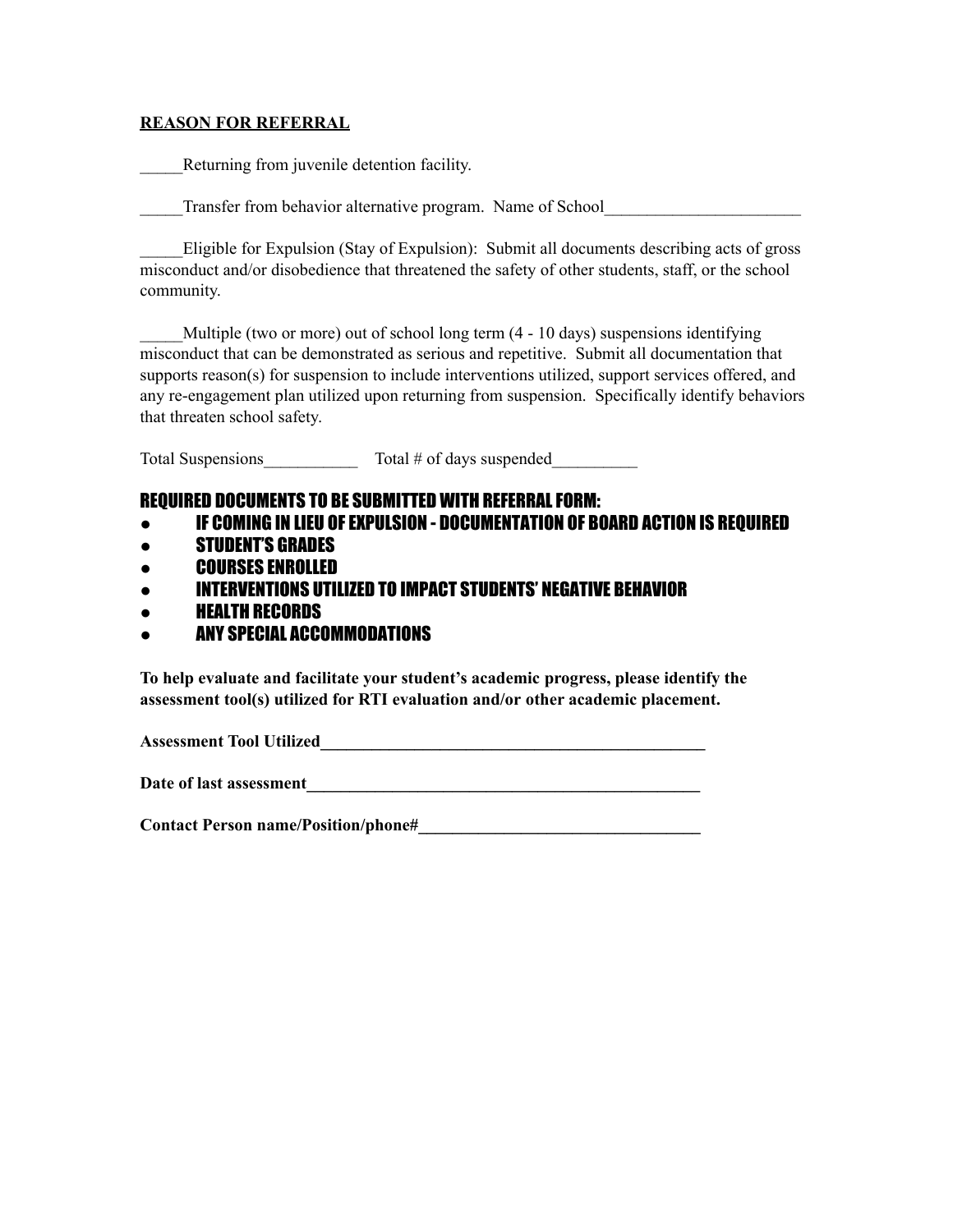**REASON FOR REFERRAL**

_____Returning from juvenile detention facility.

_____Transfer from behavior alternative program. Name of School_______________________

_____Eligible for Expulsion (Stay of Expulsion): Submit all documents describing acts of gross misconduct and/or disobedience that threatened the safety of other students, staff, or the school community.

_____Multiple (two or more) out of school long term (4 - 10 days) suspensions identifying misconduct that can be demonstrated as serious and repetitive. Submit all documentation that supports reason(s) for suspension to include interventions utilized, support services offered, and any re-engagement plan utilized upon returning from suspension. Specifically identify behaviors that threaten school safety.

Total Suspensions___________ Total # of days suspended__________

## REQUIRED DOCUMENTS TO BE SUBMITTED WITH REFERRAL FORM:

- IF COMING IN LIEU OF EXPULSION - DOCUMENTATION OF BOARD ACTION IS REQUIRED
- STUDENT'S GRADES
- COURSES ENROLLED
- INTERVENTIONS UTILIZED TO IMPACT STUDENTS' NEGATIVE BEHAVIOR
- HEALTH RECORDS
- ANY SPECIAL ACCOMMODATIONS

**To help evaluate and facilitate your student's academic progress, please identify the assessment tool(s) utilized for RTI evaluation and/or other academic placement.**

**Assessment Tool Utilized_______________________________________________**

**Date of last assessment________________________________________________**

**Contact Person name/Position/phone#_________________________________**